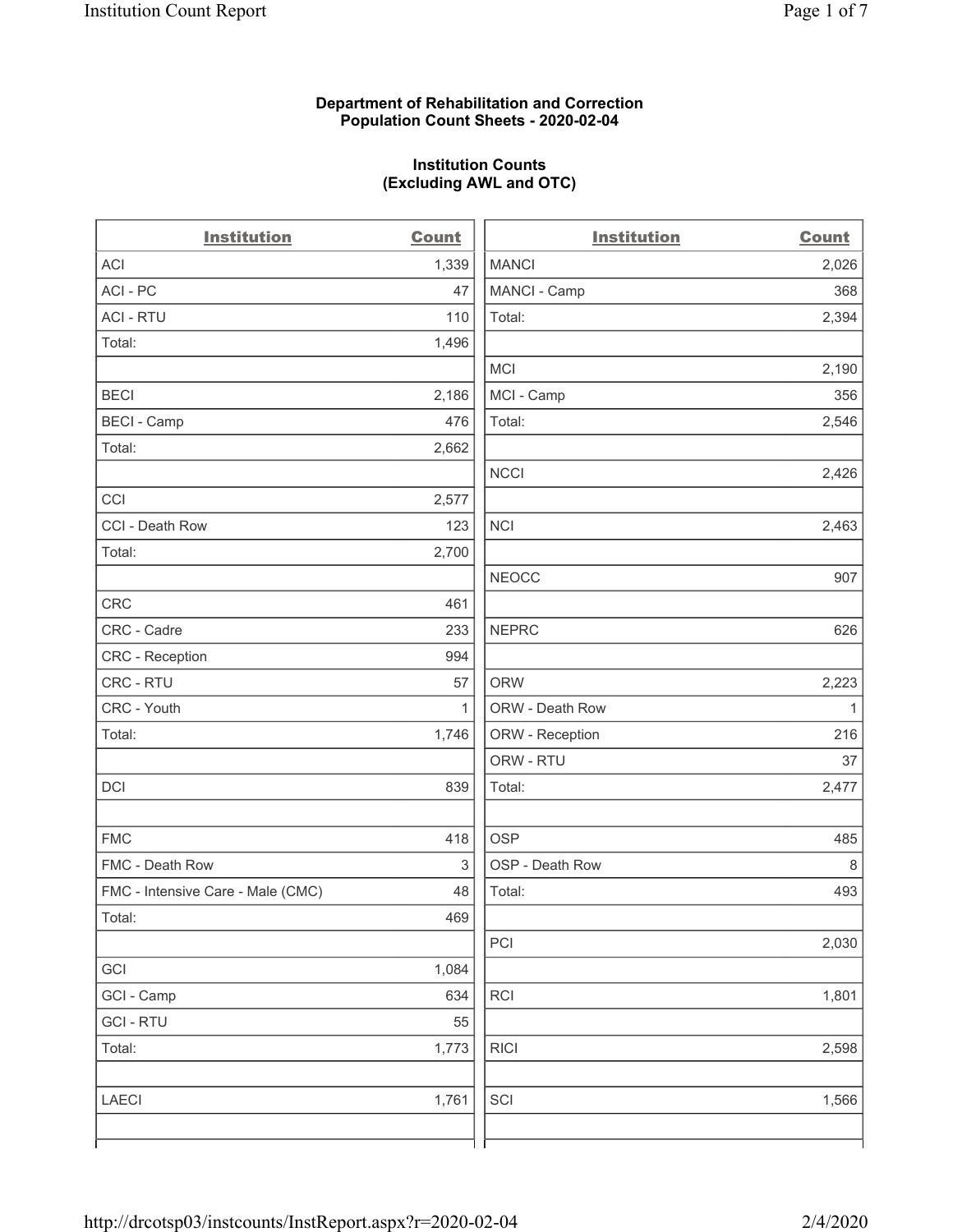**Department of Rehabilitation and Correction**
**Population Count Sheets - 2020-02-04**

**Institution Counts**
**(Excluding AWL and OTC)**

| Institution | Count |
| --- | --- |
| ACI | 1,339 |
| ACI - PC | 47 |
| ACI - RTU | 110 |
| Total: | 1,496 |
| | |
| BECI | 2,186 |
| BECI - Camp | 476 |
| Total: | 2,662 |
| | |
| CCI | 2,577 |
| CCI - Death Row | 123 |
| Total: | 2,700 |
| | |
| CRC | 461 |
| CRC - Cadre | 233 |
| CRC - Reception | 994 |
| CRC - RTU | 57 |
| CRC - Youth | 1 |
| Total: | 1,746 |
| | |
| DCI | 839 |
| | |
| FMC | 418 |
| FMC - Death Row | 3 |
| FMC - Intensive Care - Male (CMC) | 48 |
| Total: | 469 |
| | |
| GCI | 1,084 |
| GCI - Camp | 634 |
| GCI - RTU | 55 |
| Total: | 1,773 |
| | |
| LAECI | 1,761 |
| | |

| Institution | Count |
| --- | --- |
| MANCI | 2,026 |
| MANCI - Camp | 368 |
| Total: | 2,394 |
| | |
| MCI | 2,190 |
| MCI - Camp | 356 |
| Total: | 2,546 |
| | |
| NCCI | 2,426 |
| | |
| NCI | 2,463 |
| | |
| NEOCC | 907 |
| | |
| NEPRC | 626 |
| | |
| ORW | 2,223 |
| ORW - Death Row | 1 |
| ORW - Reception | 216 |
| ORW - RTU | 37 |
| Total: | 2,477 |
| | |
| OSP | 485 |
| OSP - Death Row | 8 |
| Total: | 493 |
| | |
| PCI | 2,030 |
| | |
| RCI | 1,801 |
| | |
| RICI | 2,598 |
| | |
| SCI | 1,566 |
| | |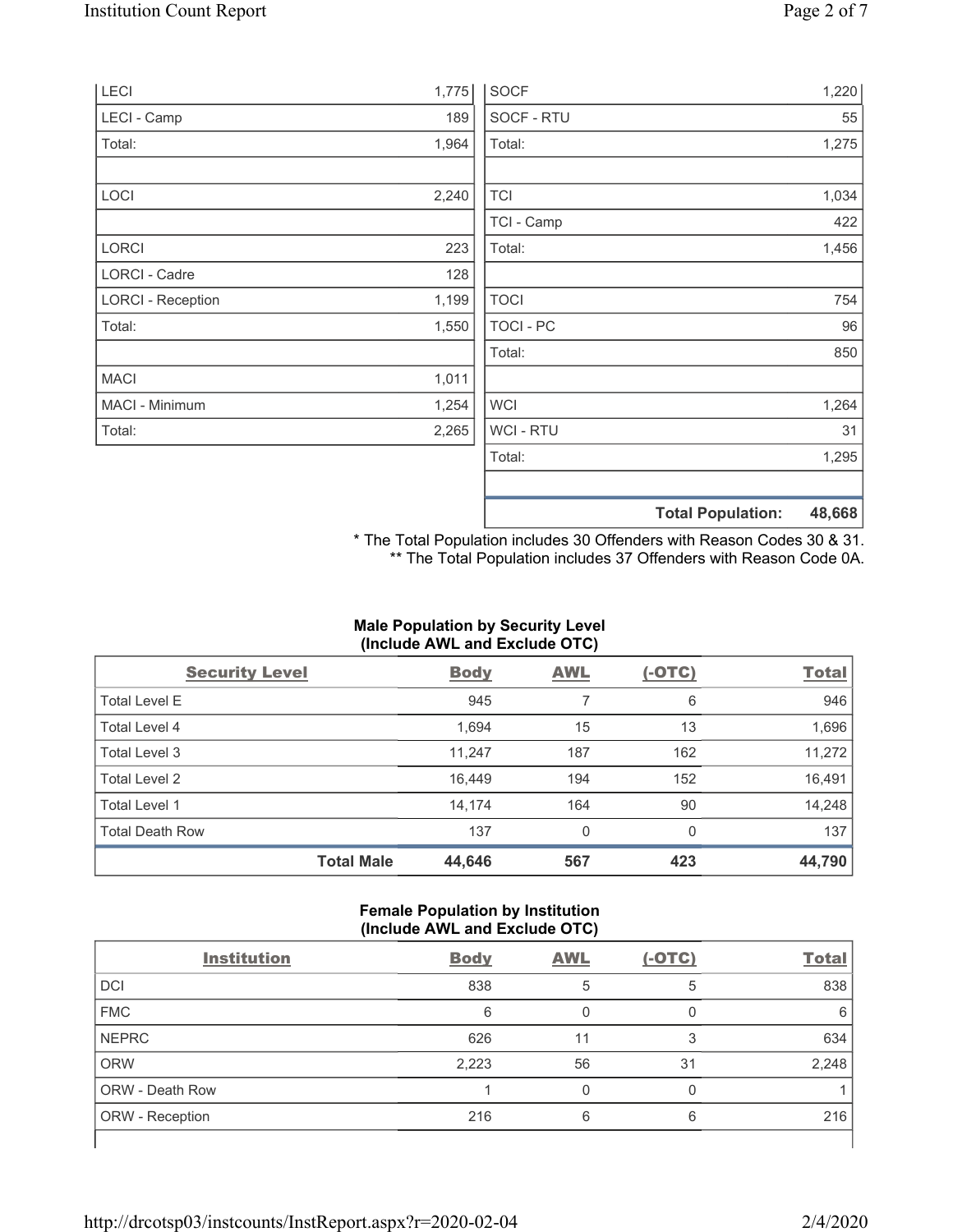| | |
|---|---|
| LECI | 1,775 |
| LECI - Camp | 189 |
| Total: | 1,964 |
| | |
| LOCI | 2,240 |
| | |
| LORCI | 223 |
| LORCI - Cadre | 128 |
| LORCI - Reception | 1,199 |
| Total: | 1,550 |
| | |
| MACI | 1,011 |
| MACI - Minimum | 1,254 |
| Total: | 2,265 |

| | |
|---|---|
| SOCF | 1,220 |
| SOCF - RTU | 55 |
| Total: | 1,275 |
| | |
| TCI | 1,034 |
| TCI - Camp | 422 |
| Total: | 1,456 |
| | |
| TOCI | 754 |
| TOCI - PC | 96 |
| Total: | 850 |
| | |
| WCI | 1,264 |
| WCI - RTU | 31 |
| Total: | 1,295 |
| | |
| **Total Population:** | **48,668** |

\* The Total Population includes 30 Offenders with Reason Codes 30 & 31.
\*\* The Total Population includes 37 Offenders with Reason Code 0A.

**Male Population by Security Level (Include AWL and Exclude OTC)**

| Security Level | Body | AWL | (-OTC) | Total |
|---|---|---|---|---|
| Total Level E | 945 | 7 | 6 | 946 |
| Total Level 4 | 1,694 | 15 | 13 | 1,696 |
| Total Level 3 | 11,247 | 187 | 162 | 11,272 |
| Total Level 2 | 16,449 | 194 | 152 | 16,491 |
| Total Level 1 | 14,174 | 164 | 90 | 14,248 |
| Total Death Row | 137 | 0 | 0 | 137 |
| **Total Male** | **44,646** | **567** | **423** | **44,790** |

**Female Population by Institution (Include AWL and Exclude OTC)**

| Institution | Body | AWL | (-OTC) | Total |
|---|---|---|---|---|
| DCI | 838 | 5 | 5 | 838 |
| FMC | 6 | 0 | 0 | 6 |
| NEPRC | 626 | 11 | 3 | 634 |
| ORW | 2,223 | 56 | 31 | 2,248 |
| ORW - Death Row | 1 | 0 | 0 | 1 |
| ORW - Reception | 216 | 6 | 6 | 216 |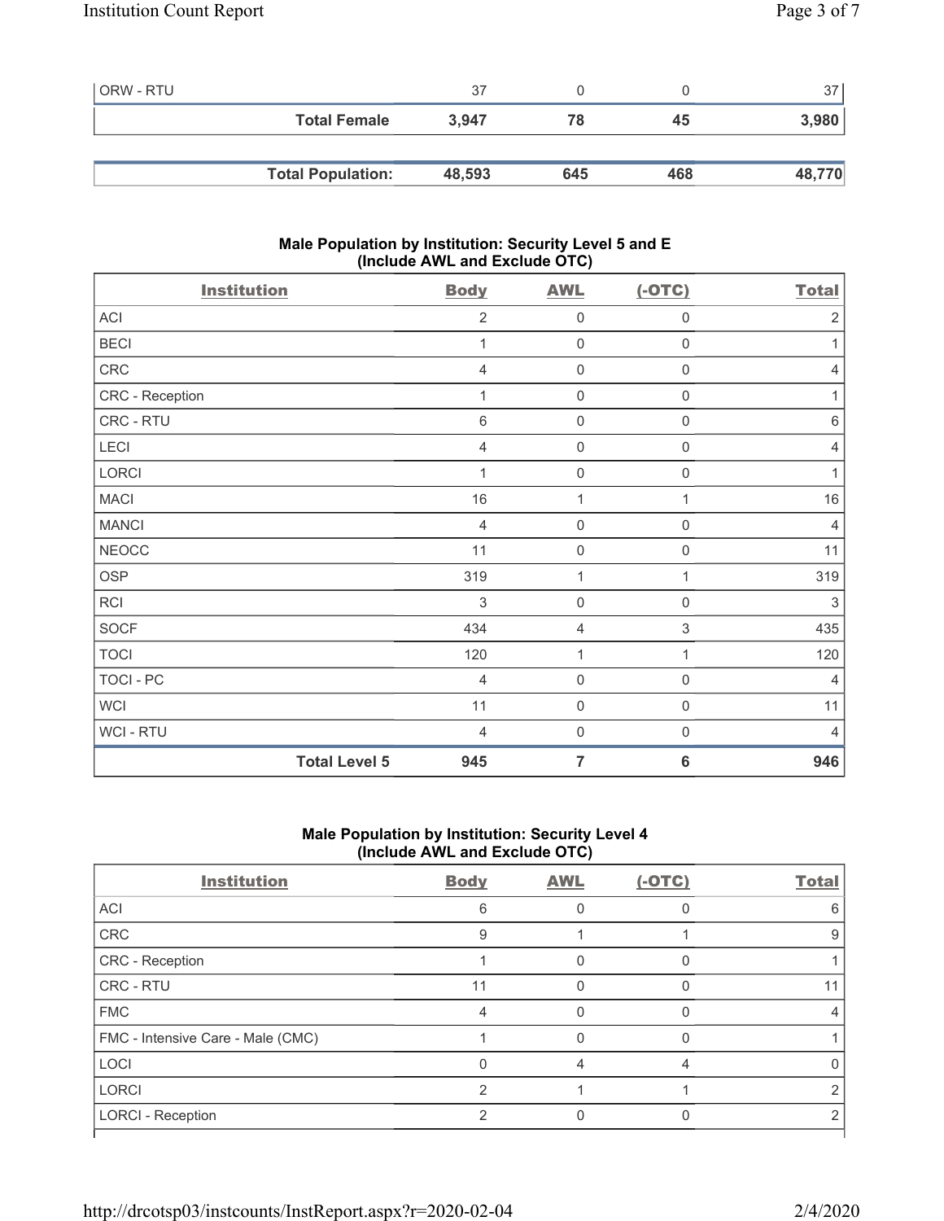| ORW - RTU | 37 | 0 | 0 | 37 |
|---|---|---|---|---|
| **Total Female** | **3,947** | **78** | **45** | **3,980** |

| **Total Population:** | **48,593** | **645** | **468** | **48,770** |
|---|---|---|---|---|

### Male Population by Institution: Security Level 5 and E (Include AWL and Exclude OTC)

| Institution | Body | AWL | (-OTC) | Total |
|---|---|---|---|---|
| ACI | 2 | 0 | 0 | 2 |
| BECI | 1 | 0 | 0 | 1 |
| CRC | 4 | 0 | 0 | 4 |
| CRC - Reception | 1 | 0 | 0 | 1 |
| CRC - RTU | 6 | 0 | 0 | 6 |
| LECI | 4 | 0 | 0 | 4 |
| LORCI | 1 | 0 | 0 | 1 |
| MACI | 16 | 1 | 1 | 16 |
| MANCI | 4 | 0 | 0 | 4 |
| NEOCC | 11 | 0 | 0 | 11 |
| OSP | 319 | 1 | 1 | 319 |
| RCI | 3 | 0 | 0 | 3 |
| SOCF | 434 | 4 | 3 | 435 |
| TOCI | 120 | 1 | 1 | 120 |
| TOCI - PC | 4 | 0 | 0 | 4 |
| WCI | 11 | 0 | 0 | 11 |
| WCI - RTU | 4 | 0 | 0 | 4 |
| **Total Level 5** | **945** | **7** | **6** | **946** |

### Male Population by Institution: Security Level 4 (Include AWL and Exclude OTC)

| Institution | Body | AWL | (-OTC) | Total |
|---|---|---|---|---|
| ACI | 6 | 0 | 0 | 6 |
| CRC | 9 | 1 | 1 | 9 |
| CRC - Reception | 1 | 0 | 0 | 1 |
| CRC - RTU | 11 | 0 | 0 | 11 |
| FMC | 4 | 0 | 0 | 4 |
| FMC - Intensive Care - Male (CMC) | 1 | 0 | 0 | 1 |
| LOCI | 0 | 4 | 4 | 0 |
| LORCI | 2 | 1 | 1 | 2 |
| LORCI - Reception | 2 | 0 | 0 | 2 |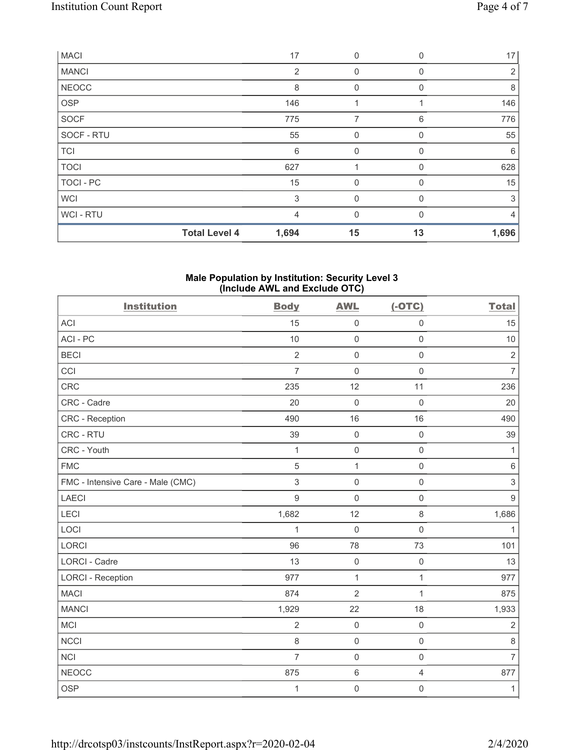| MACI | 17 | 0 | 0 | 17 |
|---|---|---|---|---|
| MANCI | 2 | 0 | 0 | 2 |
| NEOCC | 8 | 0 | 0 | 8 |
| OSP | 146 | 1 | 1 | 146 |
| SOCF | 775 | 7 | 6 | 776 |
| SOCF - RTU | 55 | 0 | 0 | 55 |
| TCI | 6 | 0 | 0 | 6 |
| TOCI | 627 | 1 | 0 | 628 |
| TOCI - PC | 15 | 0 | 0 | 15 |
| WCI | 3 | 0 | 0 | 3 |
| WCI - RTU | 4 | 0 | 0 | 4 |
| **Total Level 4** | **1,694** | **15** | **13** | **1,696** |

## Male Population by Institution: Security Level 3 (Include AWL and Exclude OTC)

| Institution | Body | AWL | (-OTC) | Total |
|---|---|---|---|---|
| ACI | 15 | 0 | 0 | 15 |
| ACI - PC | 10 | 0 | 0 | 10 |
| BECI | 2 | 0 | 0 | 2 |
| CCI | 7 | 0 | 0 | 7 |
| CRC | 235 | 12 | 11 | 236 |
| CRC - Cadre | 20 | 0 | 0 | 20 |
| CRC - Reception | 490 | 16 | 16 | 490 |
| CRC - RTU | 39 | 0 | 0 | 39 |
| CRC - Youth | 1 | 0 | 0 | 1 |
| FMC | 5 | 1 | 0 | 6 |
| FMC - Intensive Care - Male (CMC) | 3 | 0 | 0 | 3 |
| LAECI | 9 | 0 | 0 | 9 |
| LECI | 1,682 | 12 | 8 | 1,686 |
| LOCI | 1 | 0 | 0 | 1 |
| LORCI | 96 | 78 | 73 | 101 |
| LORCI - Cadre | 13 | 0 | 0 | 13 |
| LORCI - Reception | 977 | 1 | 1 | 977 |
| MACI | 874 | 2 | 1 | 875 |
| MANCI | 1,929 | 22 | 18 | 1,933 |
| MCI | 2 | 0 | 0 | 2 |
| NCCI | 8 | 0 | 0 | 8 |
| NCI | 7 | 0 | 0 | 7 |
| NEOCC | 875 | 6 | 4 | 877 |
| OSP | 1 | 0 | 0 | 1 |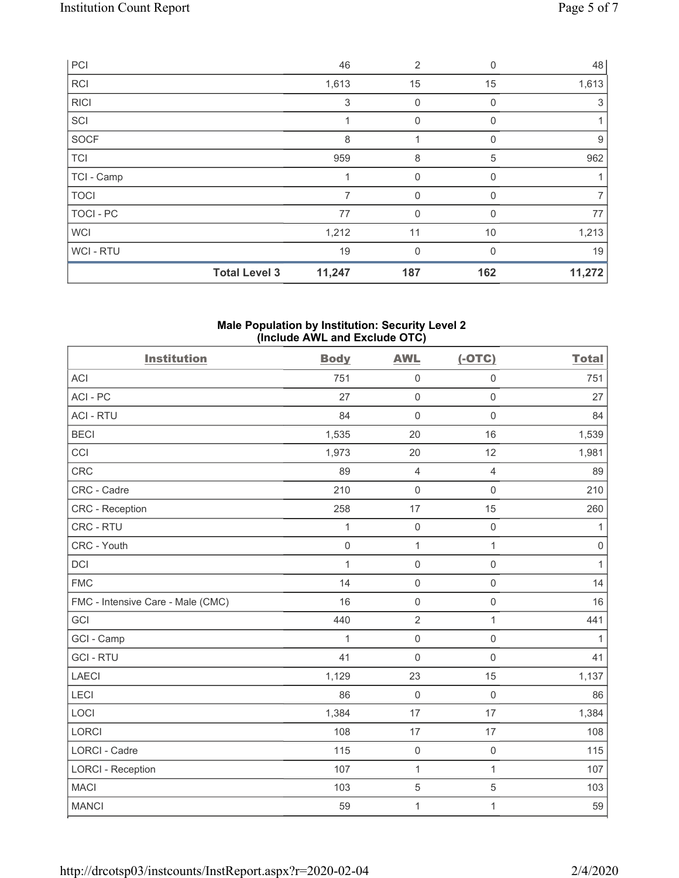| PCI | | 46 | 2 | 0 | 48 |
|---|---|---|---|---|---|
| RCI | | 1,613 | 15 | 15 | 1,613 |
| RICI | | 3 | 0 | 0 | 3 |
| SCI | | 1 | 0 | 0 | 1 |
| SOCF | | 8 | 1 | 0 | 9 |
| TCI | | 959 | 8 | 5 | 962 |
| TCI - Camp | | 1 | 0 | 0 | 1 |
| TOCI | | 7 | 0 | 0 | 7 |
| TOCI - PC | | 77 | 0 | 0 | 77 |
| WCI | | 1,212 | 11 | 10 | 1,213 |
| WCI - RTU | | 19 | 0 | 0 | 19 |
| | **Total Level 3** | **11,247** | **187** | **162** | **11,272** |

## Male Population by Institution: Security Level 2 (Include AWL and Exclude OTC)

| Institution | Body | AWL | (-OTC) | Total |
|---|---|---|---|---|
| ACI | 751 | 0 | 0 | 751 |
| ACI - PC | 27 | 0 | 0 | 27 |
| ACI - RTU | 84 | 0 | 0 | 84 |
| BECI | 1,535 | 20 | 16 | 1,539 |
| CCI | 1,973 | 20 | 12 | 1,981 |
| CRC | 89 | 4 | 4 | 89 |
| CRC - Cadre | 210 | 0 | 0 | 210 |
| CRC - Reception | 258 | 17 | 15 | 260 |
| CRC - RTU | 1 | 0 | 0 | 1 |
| CRC - Youth | 0 | 1 | 1 | 0 |
| DCI | 1 | 0 | 0 | 1 |
| FMC | 14 | 0 | 0 | 14 |
| FMC - Intensive Care - Male (CMC) | 16 | 0 | 0 | 16 |
| GCI | 440 | 2 | 1 | 441 |
| GCI - Camp | 1 | 0 | 0 | 1 |
| GCI - RTU | 41 | 0 | 0 | 41 |
| LAECI | 1,129 | 23 | 15 | 1,137 |
| LECI | 86 | 0 | 0 | 86 |
| LOCI | 1,384 | 17 | 17 | 1,384 |
| LORCI | 108 | 17 | 17 | 108 |
| LORCI - Cadre | 115 | 0 | 0 | 115 |
| LORCI - Reception | 107 | 1 | 1 | 107 |
| MACI | 103 | 5 | 5 | 103 |
| MANCI | 59 | 1 | 1 | 59 |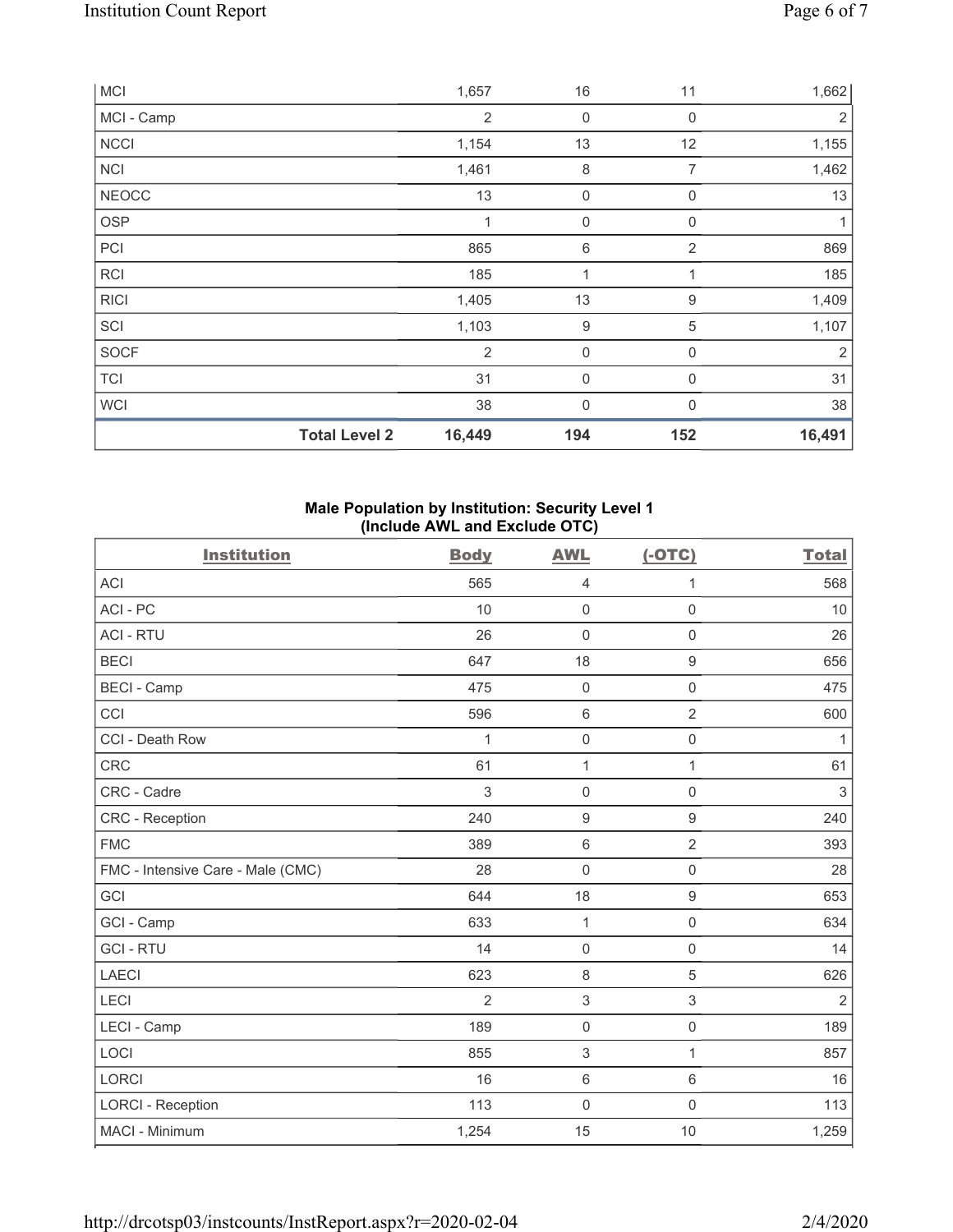| MCI | 1,657 | 16 | 11 | 1,662 |
|---|---|---|---|---|
| MCI - Camp | 2 | 0 | 0 | 2 |
| NCCI | 1,154 | 13 | 12 | 1,155 |
| NCI | 1,461 | 8 | 7 | 1,462 |
| NEOCC | 13 | 0 | 0 | 13 |
| OSP | 1 | 0 | 0 | 1 |
| PCI | 865 | 6 | 2 | 869 |
| RCI | 185 | 1 | 1 | 185 |
| RICI | 1,405 | 13 | 9 | 1,409 |
| SCI | 1,103 | 9 | 5 | 1,107 |
| SOCF | 2 | 0 | 0 | 2 |
| TCI | 31 | 0 | 0 | 31 |
| WCI | 38 | 0 | 0 | 38 |
| **Total Level 2** | **16,449** | **194** | **152** | **16,491** |

**Male Population by Institution: Security Level 1 (Include AWL and Exclude OTC)**

| Institution | Body | AWL | (-OTC) | Total |
|---|---|---|---|---|
| ACI | 565 | 4 | 1 | 568 |
| ACI - PC | 10 | 0 | 0 | 10 |
| ACI - RTU | 26 | 0 | 0 | 26 |
| BECI | 647 | 18 | 9 | 656 |
| BECI - Camp | 475 | 0 | 0 | 475 |
| CCI | 596 | 6 | 2 | 600 |
| CCI - Death Row | 1 | 0 | 0 | 1 |
| CRC | 61 | 1 | 1 | 61 |
| CRC - Cadre | 3 | 0 | 0 | 3 |
| CRC - Reception | 240 | 9 | 9 | 240 |
| FMC | 389 | 6 | 2 | 393 |
| FMC - Intensive Care - Male (CMC) | 28 | 0 | 0 | 28 |
| GCI | 644 | 18 | 9 | 653 |
| GCI - Camp | 633 | 1 | 0 | 634 |
| GCI - RTU | 14 | 0 | 0 | 14 |
| LAECI | 623 | 8 | 5 | 626 |
| LECI | 2 | 3 | 3 | 2 |
| LECI - Camp | 189 | 0 | 0 | 189 |
| LOCI | 855 | 3 | 1 | 857 |
| LORCI | 16 | 6 | 6 | 16 |
| LORCI - Reception | 113 | 0 | 0 | 113 |
| MACI - Minimum | 1,254 | 15 | 10 | 1,259 |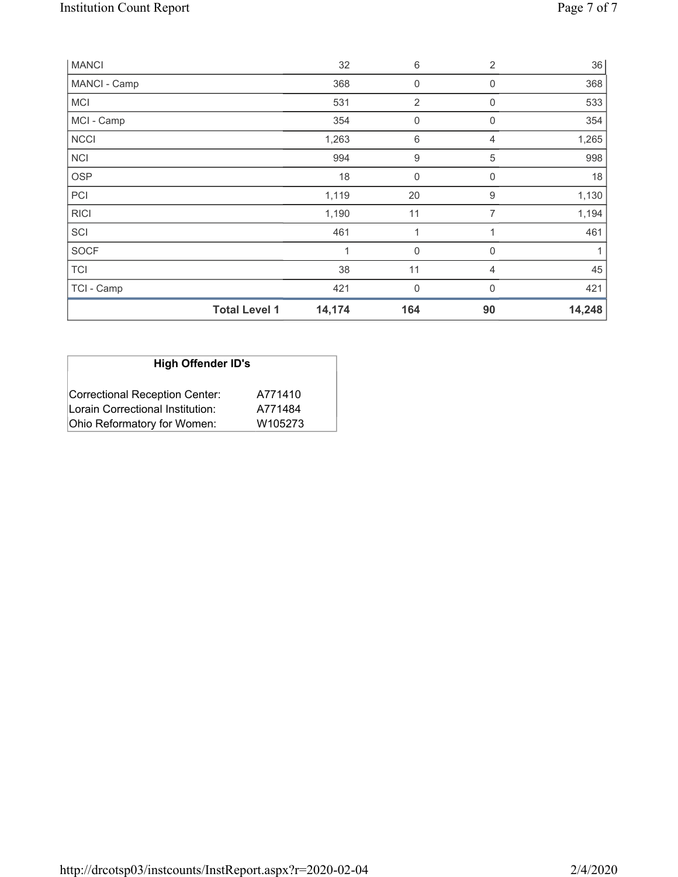| | | | | |
|---|---|---|---|---|
| MANCI | 32 | 6 | 2 | 36 |
| MANCI - Camp | 368 | 0 | 0 | 368 |
| MCI | 531 | 2 | 0 | 533 |
| MCI - Camp | 354 | 0 | 0 | 354 |
| NCCI | 1,263 | 6 | 4 | 1,265 |
| NCI | 994 | 9 | 5 | 998 |
| OSP | 18 | 0 | 0 | 18 |
| PCI | 1,119 | 20 | 9 | 1,130 |
| RICI | 1,190 | 11 | 7 | 1,194 |
| SCI | 461 | 1 | 1 | 461 |
| SOCF | 1 | 0 | 0 | 1 |
| TCI | 38 | 11 | 4 | 45 |
| TCI - Camp | 421 | 0 | 0 | 421 |
| **Total Level 1** | **14,174** | **164** | **90** | **14,248** |

| High Offender ID's | |
|---|---|
| Correctional Reception Center: | A771410 |
| Lorain Correctional Institution: | A771484 |
| Ohio Reformatory for Women: | W105273 |